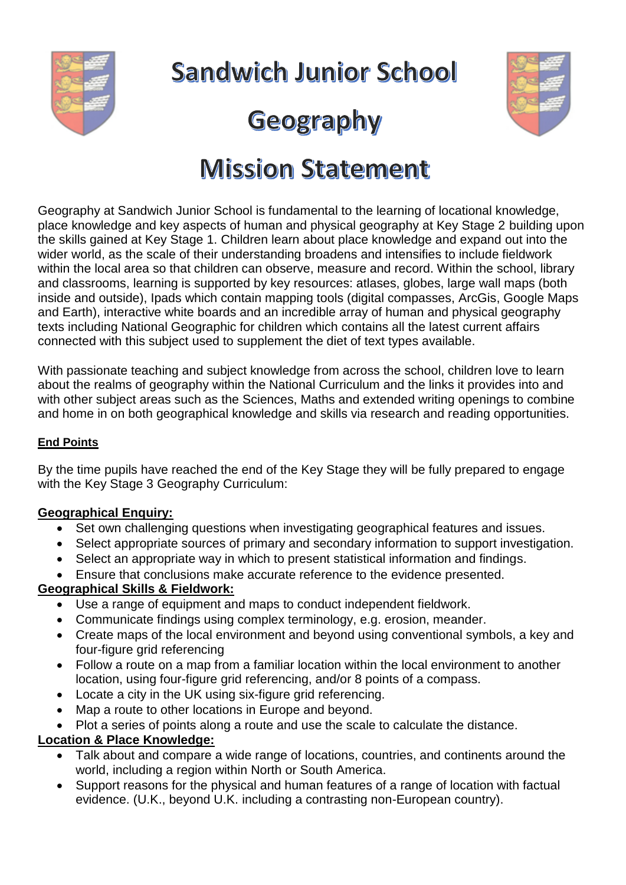# Sandwich Junior School

# Geography

# Mission Statement

Geography at Sandwich Junior School is fundamental to the learning of locational knowledge, place knowledge and key aspects of human and physical geography at Key Stage 2 building upon the skills gained at Key Stage 1. Children learn about place knowledge and expand out into the wider world, as the scale of their understanding broadens and intensifies to include fieldwork within the local area so that children can observe, measure and record. Within the school, library and classrooms, learning is supported by key resources: atlases, globes, large wall maps (both inside and outside), Ipads which contain mapping tools (digital compasses, ArcGis, Google Maps and Earth), interactive white boards and an incredible array of human and physical geography texts including National Geographic for children which contains all the latest current affairs connected with this subject used to supplement the diet of text types available.

With passionate teaching and subject knowledge from across the school, children love to learn about the realms of geography within the National Curriculum and the links it provides into and with other subject areas such as the Sciences, Maths and extended writing openings to combine and home in on both geographical knowledge and skills via research and reading opportunities.

**End Points**

By the time pupils have reached the end of the Key Stage they will be fully prepared to engage with the Key Stage 3 Geography Curriculum:

**Geographical Enquiry:**

- Set own challenging questions when investigating geographical features and issues.
- Select appropriate sources of primary and secondary information to support investigation.
- Select an appropriate way in which to present statistical information and findings.
- Ensure that conclusions make accurate reference to the evidence presented.

**Geographical Skills & Fieldwork:**

- Use a range of equipment and maps to conduct independent fieldwork.
- Communicate findings using complex terminology, e.g. erosion, meander.
- Create maps of the local environment and beyond using conventional symbols, a key and four-figure grid referencing
- Follow a route on a map from a familiar location within the local environment to another location, using four-figure grid referencing, and/or 8 points of a compass.
- Locate a city in the UK using six-figure grid referencing.
- Map a route to other locations in Europe and beyond.
- Plot a series of points along a route and use the scale to calculate the distance.

**Location & Place Knowledge:**

- Talk about and compare a wide range of locations, countries, and continents around the world, including a region within North or South America.
- Support reasons for the physical and human features of a range of location with factual evidence. (U.K., beyond U.K. including a contrasting non-European country).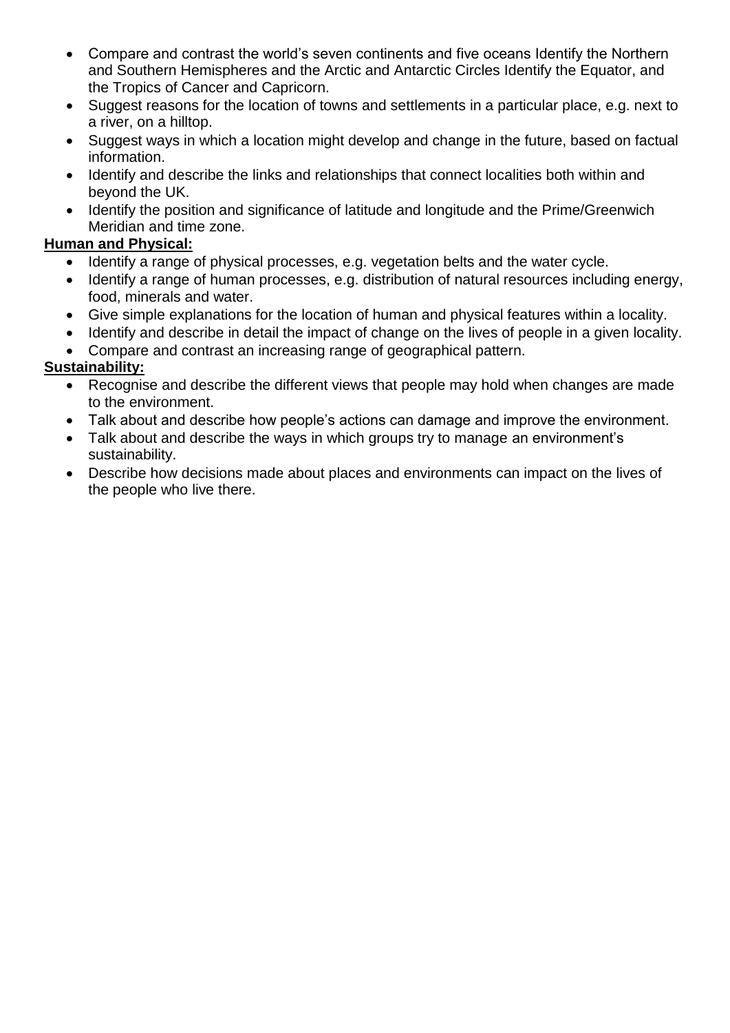- Compare and contrast the world's seven continents and five oceans Identify the Northern and Southern Hemispheres and the Arctic and Antarctic Circles Identify the Equator, and the Tropics of Cancer and Capricorn.
- Suggest reasons for the location of towns and settlements in a particular place, e.g. next to a river, on a hilltop.
- Suggest ways in which a location might develop and change in the future, based on factual information.
- Identify and describe the links and relationships that connect localities both within and beyond the UK.
- Identify the position and significance of latitude and longitude and the Prime/Greenwich Meridian and time zone.

**Human and Physical:**

- Identify a range of physical processes, e.g. vegetation belts and the water cycle.
- Identify a range of human processes, e.g. distribution of natural resources including energy, food, minerals and water.
- Give simple explanations for the location of human and physical features within a locality.
- Identify and describe in detail the impact of change on the lives of people in a given locality.
- Compare and contrast an increasing range of geographical pattern.

**Sustainability:**

- Recognise and describe the different views that people may hold when changes are made to the environment.
- Talk about and describe how people's actions can damage and improve the environment.
- Talk about and describe the ways in which groups try to manage an environment's sustainability.
- Describe how decisions made about places and environments can impact on the lives of the people who live there.